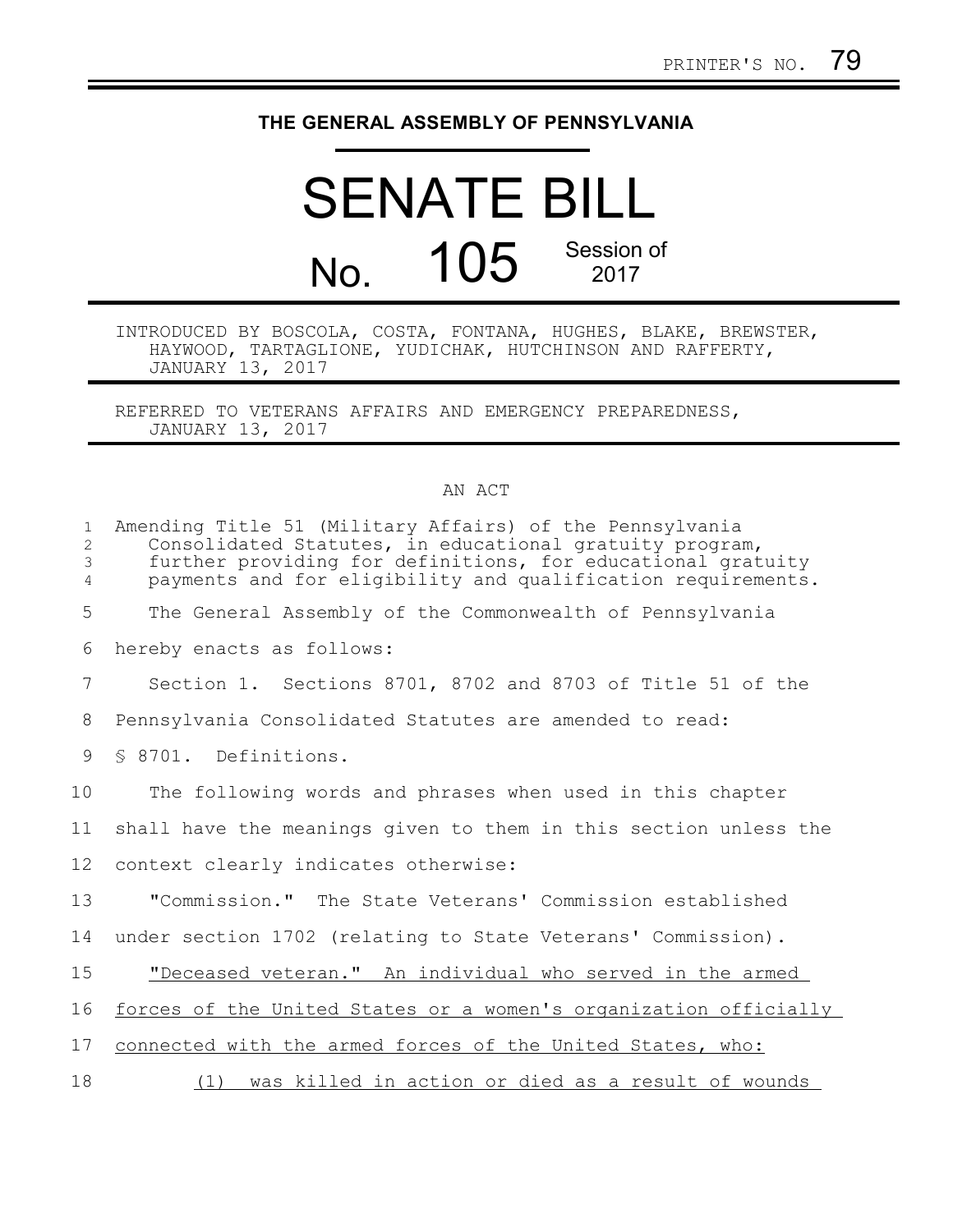PRINTER'S NO. 79

# THE GENERAL ASSEMBLY OF PENNSYLVANIA

# SENATE BILL

## No. 105 Session of 2017

INTRODUCED BY BOSCOLA, COSTA, FONTANA, HUGHES, BLAKE, BREWSTER, HAYWOOD, TARTAGLIONE, YUDICHAK, HUTCHINSON AND RAFFERTY, JANUARY 13, 2017

REFERRED TO VETERANS AFFAIRS AND EMERGENCY PREPAREDNESS, JANUARY 13, 2017

AN ACT

Amending Title 51 (Military Affairs) of the Pennsylvania Consolidated Statutes, in educational gratuity program, further providing for definitions, for educational gratuity payments and for eligibility and qualification requirements.

The General Assembly of the Commonwealth of Pennsylvania hereby enacts as follows:

Section 1. Sections 8701, 8702 and 8703 of Title 51 of the Pennsylvania Consolidated Statutes are amended to read:

§ 8701. Definitions.

The following words and phrases when used in this chapter shall have the meanings given to them in this section unless the context clearly indicates otherwise:

"Commission." The State Veterans' Commission established under section 1702 (relating to State Veterans' Commission).

<u>"Deceased veteran." An individual who served in the armed forces of the United States or a women's organization officially connected with the armed forces of the United States, who:</u>

<u>(1) was killed in action or died as a result of wounds</u>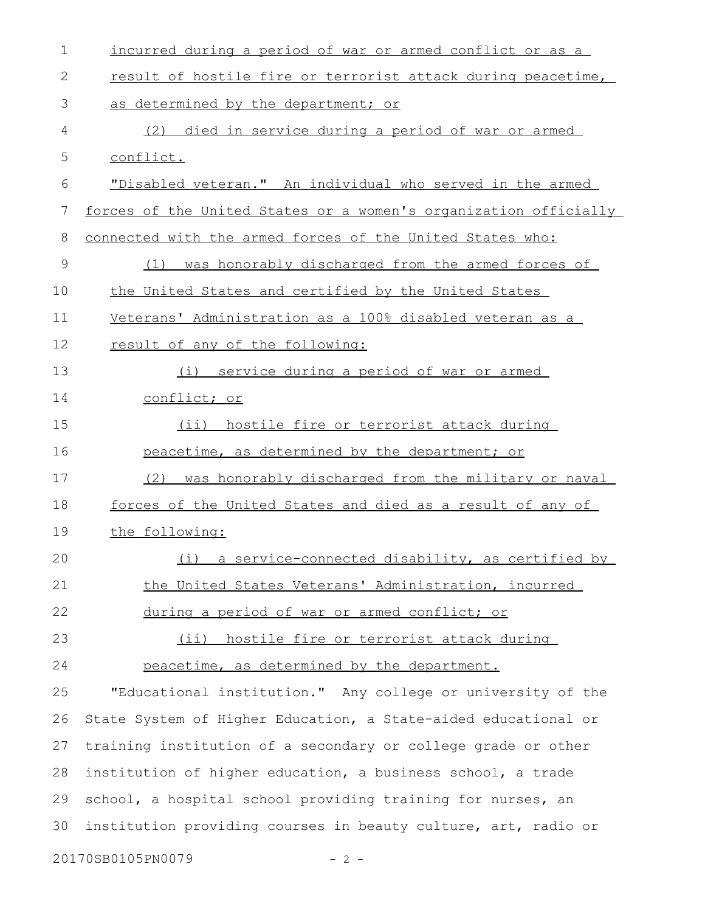incurred during a period of war or armed conflict or as a result of hostile fire or terrorist attack during peacetime, as determined by the department; or

(2) died in service during a period of war or armed conflict.

"Disabled veteran." An individual who served in the armed forces of the United States or a women's organization officially connected with the armed forces of the United States who:

(1) was honorably discharged from the armed forces of the United States and certified by the United States Veterans' Administration as a 100% disabled veteran as a result of any of the following:

(i) service during a period of war or armed conflict; or

(ii) hostile fire or terrorist attack during peacetime, as determined by the department; or

(2) was honorably discharged from the military or naval forces of the United States and died as a result of any of the following:

(i) a service-connected disability, as certified by the United States Veterans' Administration, incurred during a period of war or armed conflict; or

(ii) hostile fire or terrorist attack during peacetime, as determined by the department.

"Educational institution." Any college or university of the State System of Higher Education, a State-aided educational or training institution of a secondary or college grade or other institution of higher education, a business school, a trade school, a hospital school providing training for nurses, an institution providing courses in beauty culture, art, radio or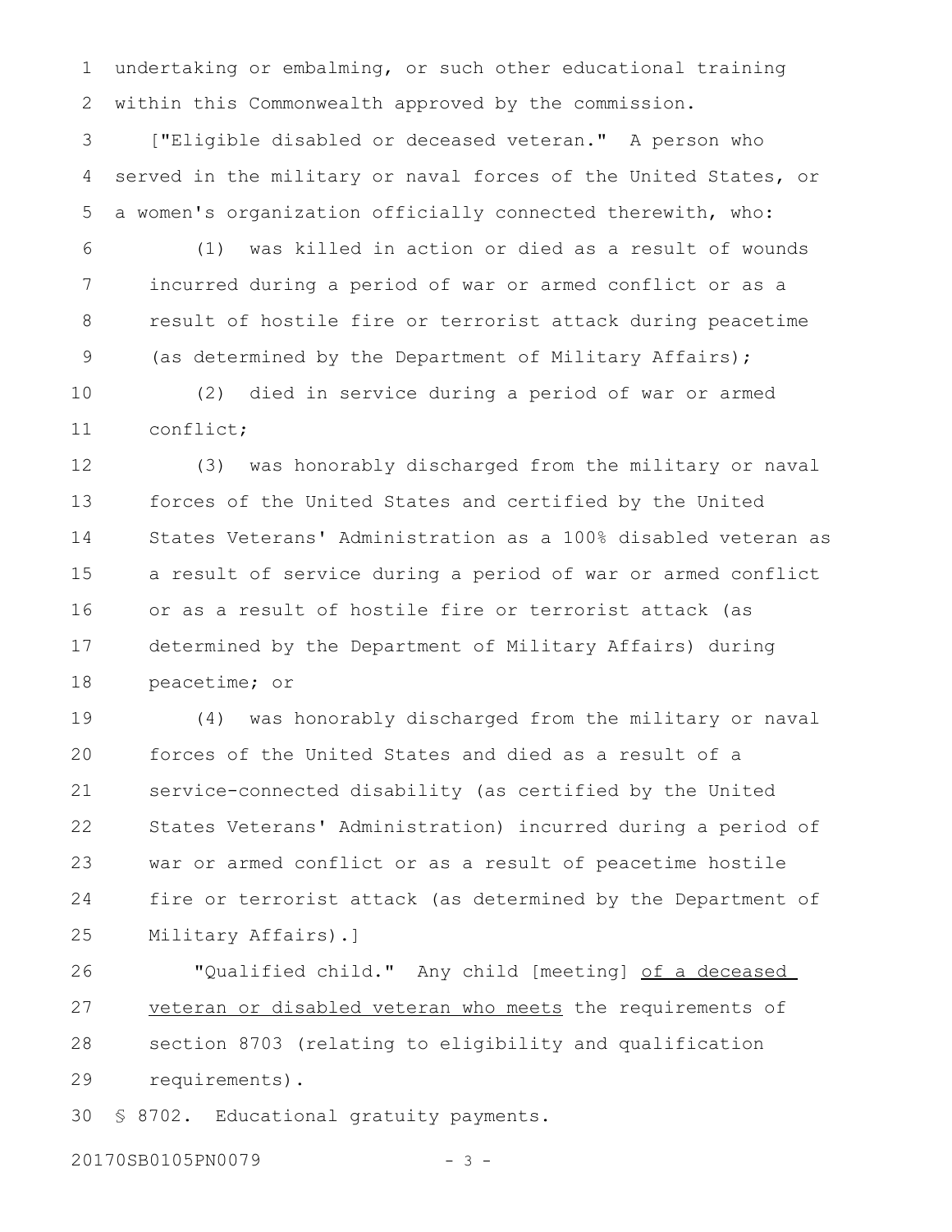undertaking or embalming, or such other educational training within this Commonwealth approved by the commission.

["Eligible disabled or deceased veteran." A person who served in the military or naval forces of the United States, or a women's organization officially connected therewith, who:

(1) was killed in action or died as a result of wounds incurred during a period of war or armed conflict or as a result of hostile fire or terrorist attack during peacetime (as determined by the Department of Military Affairs);

(2) died in service during a period of war or armed conflict;

(3) was honorably discharged from the military or naval forces of the United States and certified by the United States Veterans' Administration as a 100% disabled veteran as a result of service during a period of war or armed conflict or as a result of hostile fire or terrorist attack (as determined by the Department of Military Affairs) during peacetime; or

(4) was honorably discharged from the military or naval forces of the United States and died as a result of a service-connected disability (as certified by the United States Veterans' Administration) incurred during a period of war or armed conflict or as a result of peacetime hostile fire or terrorist attack (as determined by the Department of Military Affairs).]

"Qualified child." Any child [meeting] <u>of a deceased veteran or disabled veteran who meets</u> the requirements of section 8703 (relating to eligibility and qualification requirements).

§ 8702. Educational gratuity payments.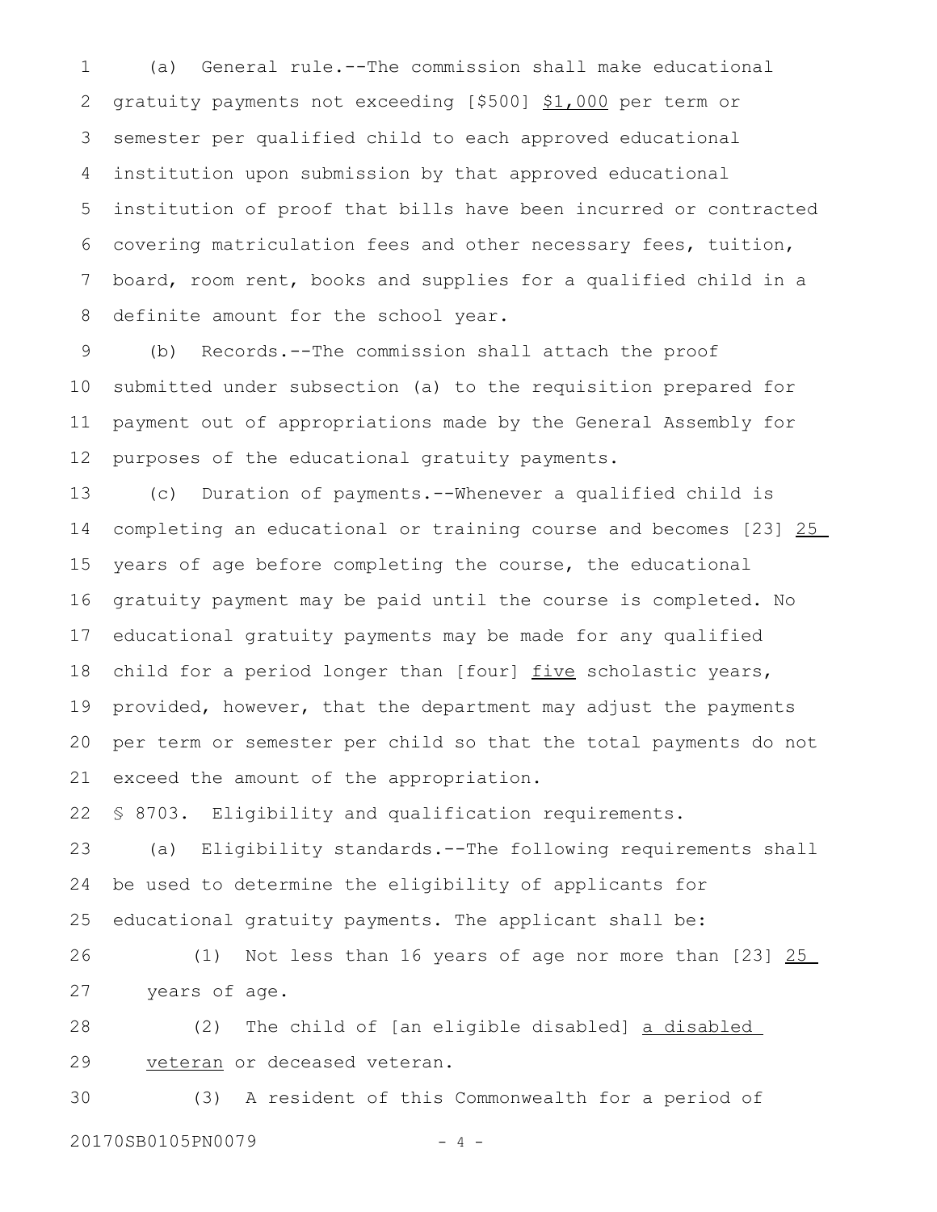(a) General rule.--The commission shall make educational gratuity payments not exceeding [$500] <u>$1,000</u> per term or semester per qualified child to each approved educational institution upon submission by that approved educational institution of proof that bills have been incurred or contracted covering matriculation fees and other necessary fees, tuition, board, room rent, books and supplies for a qualified child in a definite amount for the school year.

(b) Records.--The commission shall attach the proof submitted under subsection (a) to the requisition prepared for payment out of appropriations made by the General Assembly for purposes of the educational gratuity payments.

(c) Duration of payments.--Whenever a qualified child is completing an educational or training course and becomes [23] <u>25</u> years of age before completing the course, the educational gratuity payment may be paid until the course is completed. No educational gratuity payments may be made for any qualified child for a period longer than [four] <u>five</u> scholastic years, provided, however, that the department may adjust the payments per term or semester per child so that the total payments do not exceed the amount of the appropriation.

§ 8703. Eligibility and qualification requirements.

(a) Eligibility standards.--The following requirements shall be used to determine the eligibility of applicants for educational gratuity payments. The applicant shall be:

(1) Not less than 16 years of age nor more than [23] <u>25</u> years of age.

(2) The child of [an eligible disabled] <u>a disabled veteran</u> or deceased veteran.

(3) A resident of this Commonwealth for a period of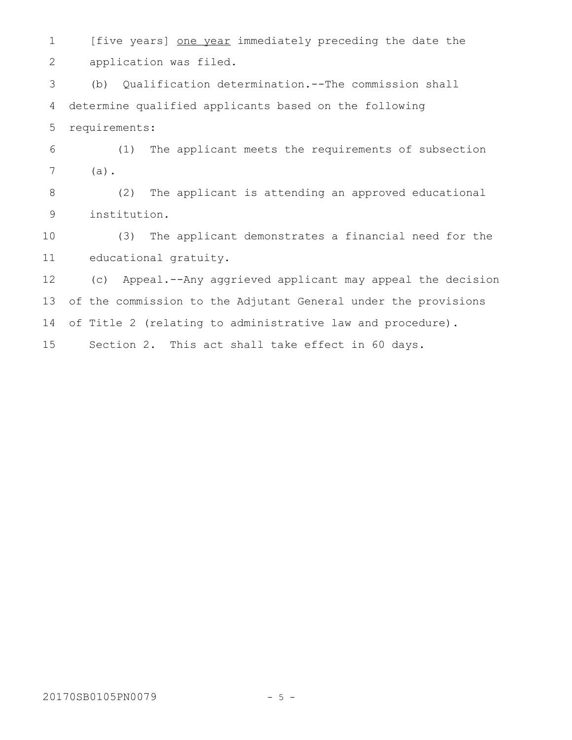[five years] <u>one year</u> immediately preceding the date the application was filed.

(b) Qualification determination.--The commission shall determine qualified applicants based on the following requirements:

(1) The applicant meets the requirements of subsection (a).

(2) The applicant is attending an approved educational institution.

(3) The applicant demonstrates a financial need for the educational gratuity.

(c) Appeal.--Any aggrieved applicant may appeal the decision of the commission to the Adjutant General under the provisions of Title 2 (relating to administrative law and procedure).

Section 2. This act shall take effect in 60 days.